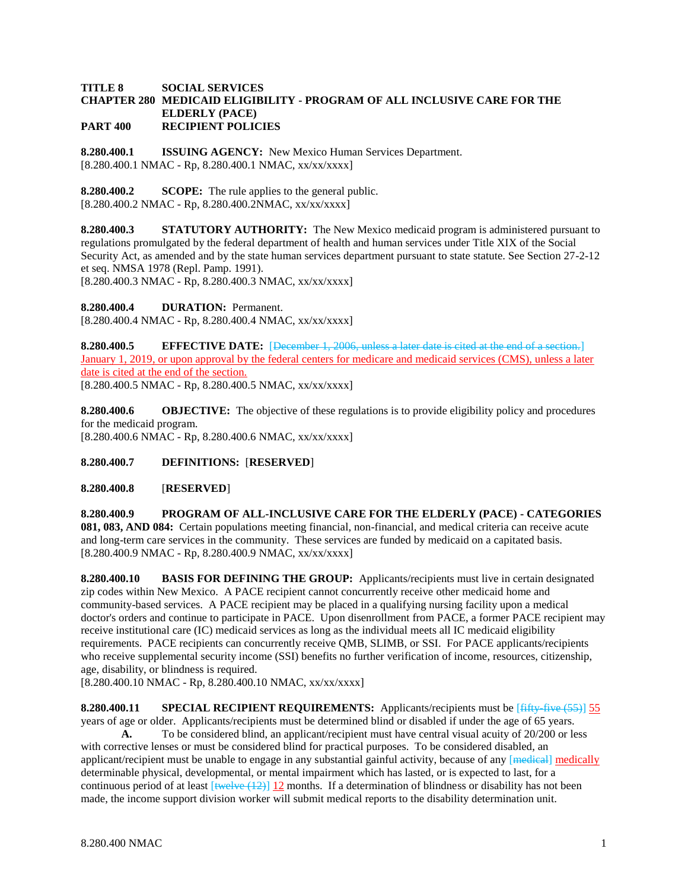**TITLE 8 SOCIAL SERVICES**
**CHAPTER 280 MEDICAID ELIGIBILITY - PROGRAM OF ALL INCLUSIVE CARE FOR THE ELDERLY (PACE)**
**PART 400 RECIPIENT POLICIES**

**8.280.400.1 ISSUING AGENCY:** New Mexico Human Services Department.
[8.280.400.1 NMAC - Rp, 8.280.400.1 NMAC, xx/xx/xxxx]

**8.280.400.2 SCOPE:** The rule applies to the general public.
[8.280.400.2 NMAC - Rp, 8.280.400.2NMAC, xx/xx/xxxx]

**8.280.400.3 STATUTORY AUTHORITY:** The New Mexico medicaid program is administered pursuant to regulations promulgated by the federal department of health and human services under Title XIX of the Social Security Act, as amended and by the state human services department pursuant to state statute. See Section 27-2-12 et seq. NMSA 1978 (Repl. Pamp. 1991).
[8.280.400.3 NMAC - Rp, 8.280.400.3 NMAC, xx/xx/xxxx]

**8.280.400.4 DURATION:** Permanent.
[8.280.400.4 NMAC - Rp, 8.280.400.4 NMAC, xx/xx/xxxx]

**8.280.400.5 EFFECTIVE DATE:** [~~December 1, 2006, unless a later date is cited at the end of a section.~~] January 1, 2019, or upon approval by the federal centers for medicare and medicaid services (CMS), unless a later date is cited at the end of the section.
[8.280.400.5 NMAC - Rp, 8.280.400.5 NMAC, xx/xx/xxxx]

**8.280.400.6 OBJECTIVE:** The objective of these regulations is to provide eligibility policy and procedures for the medicaid program.
[8.280.400.6 NMAC - Rp, 8.280.400.6 NMAC, xx/xx/xxxx]

**8.280.400.7 DEFINITIONS:** [**RESERVED**]

**8.280.400.8** [**RESERVED**]

**8.280.400.9 PROGRAM OF ALL-INCLUSIVE CARE FOR THE ELDERLY (PACE) - CATEGORIES 081, 083, AND 084:** Certain populations meeting financial, non-financial, and medical criteria can receive acute and long-term care services in the community. These services are funded by medicaid on a capitated basis.
[8.280.400.9 NMAC - Rp, 8.280.400.9 NMAC, xx/xx/xxxx]

**8.280.400.10 BASIS FOR DEFINING THE GROUP:** Applicants/recipients must live in certain designated zip codes within New Mexico. A PACE recipient cannot concurrently receive other medicaid home and community-based services. A PACE recipient may be placed in a qualifying nursing facility upon a medical doctor's orders and continue to participate in PACE. Upon disenrollment from PACE, a former PACE recipient may receive institutional care (IC) medicaid services as long as the individual meets all IC medicaid eligibility requirements. PACE recipients can concurrently receive QMB, SLIMB, or SSI. For PACE applicants/recipients who receive supplemental security income (SSI) benefits no further verification of income, resources, citizenship, age, disability, or blindness is required.
[8.280.400.10 NMAC - Rp, 8.280.400.10 NMAC, xx/xx/xxxx]

**8.280.400.11 SPECIAL RECIPIENT REQUIREMENTS:** Applicants/recipients must be [~~fifty-five (55)~~] 55 years of age or older. Applicants/recipients must be determined blind or disabled if under the age of 65 years.

**A.** To be considered blind, an applicant/recipient must have central visual acuity of 20/200 or less with corrective lenses or must be considered blind for practical purposes. To be considered disabled, an applicant/recipient must be unable to engage in any substantial gainful activity, because of any [~~medical~~] medically determinable physical, developmental, or mental impairment which has lasted, or is expected to last, for a continuous period of at least [~~twelve (12)~~] 12 months. If a determination of blindness or disability has not been made, the income support division worker will submit medical reports to the disability determination unit.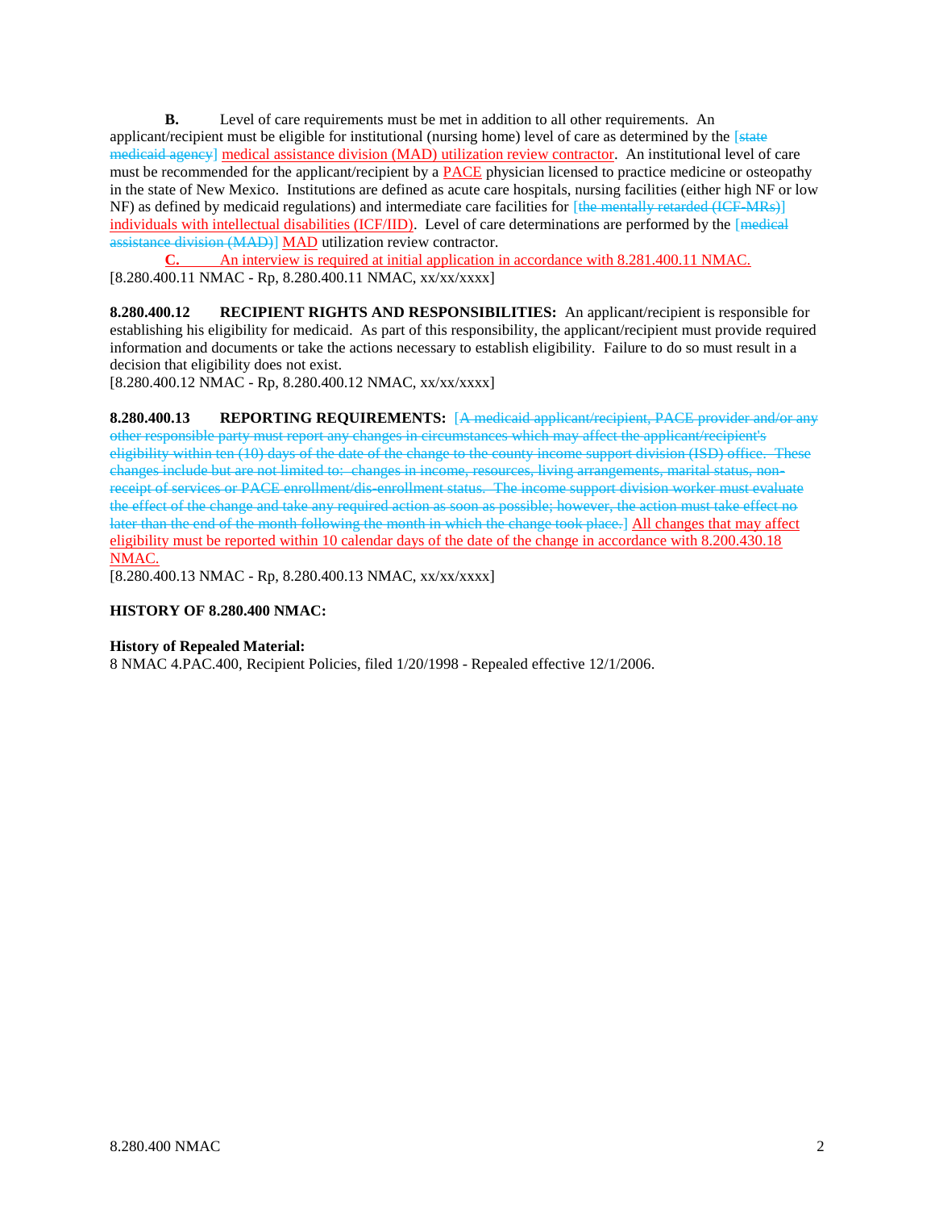**B.** Level of care requirements must be met in addition to all other requirements. An applicant/recipient must be eligible for institutional (nursing home) level of care as determined by the [~~state medicaid agency~~] medical assistance division (MAD) utilization review contractor. An institutional level of care must be recommended for the applicant/recipient by a PACE physician licensed to practice medicine or osteopathy in the state of New Mexico. Institutions are defined as acute care hospitals, nursing facilities (either high NF or low NF) as defined by medicaid regulations) and intermediate care facilities for [~~the mentally retarded (ICF-MRs)~~] individuals with intellectual disabilities (ICF/IID). Level of care determinations are performed by the [~~medical assistance division (MAD)~~] MAD utilization review contractor.

**C.** An interview is required at initial application in accordance with 8.281.400.11 NMAC.

[8.280.400.11 NMAC - Rp, 8.280.400.11 NMAC, xx/xx/xxxx]

**8.280.400.12 RECIPIENT RIGHTS AND RESPONSIBILITIES:** An applicant/recipient is responsible for establishing his eligibility for medicaid. As part of this responsibility, the applicant/recipient must provide required information and documents or take the actions necessary to establish eligibility. Failure to do so must result in a decision that eligibility does not exist.

[8.280.400.12 NMAC - Rp, 8.280.400.12 NMAC, xx/xx/xxxx]

**8.280.400.13 REPORTING REQUIREMENTS:** [~~A medicaid applicant/recipient, PACE provider and/or any other responsible party must report any changes in circumstances which may affect the applicant/recipient's eligibility within ten (10) days of the date of the change to the county income support division (ISD) office. These changes include but are not limited to: changes in income, resources, living arrangements, marital status, non-receipt of services or PACE enrollment/dis-enrollment status. The income support division worker must evaluate the effect of the change and take any required action as soon as possible; however, the action must take effect no later than the end of the month following the month in which the change took place.~~] All changes that may affect eligibility must be reported within 10 calendar days of the date of the change in accordance with 8.200.430.18 NMAC.

[8.280.400.13 NMAC - Rp, 8.280.400.13 NMAC, xx/xx/xxxx]

**HISTORY OF 8.280.400 NMAC:**

**History of Repealed Material:**

8 NMAC 4.PAC.400, Recipient Policies, filed 1/20/1998 - Repealed effective 12/1/2006.